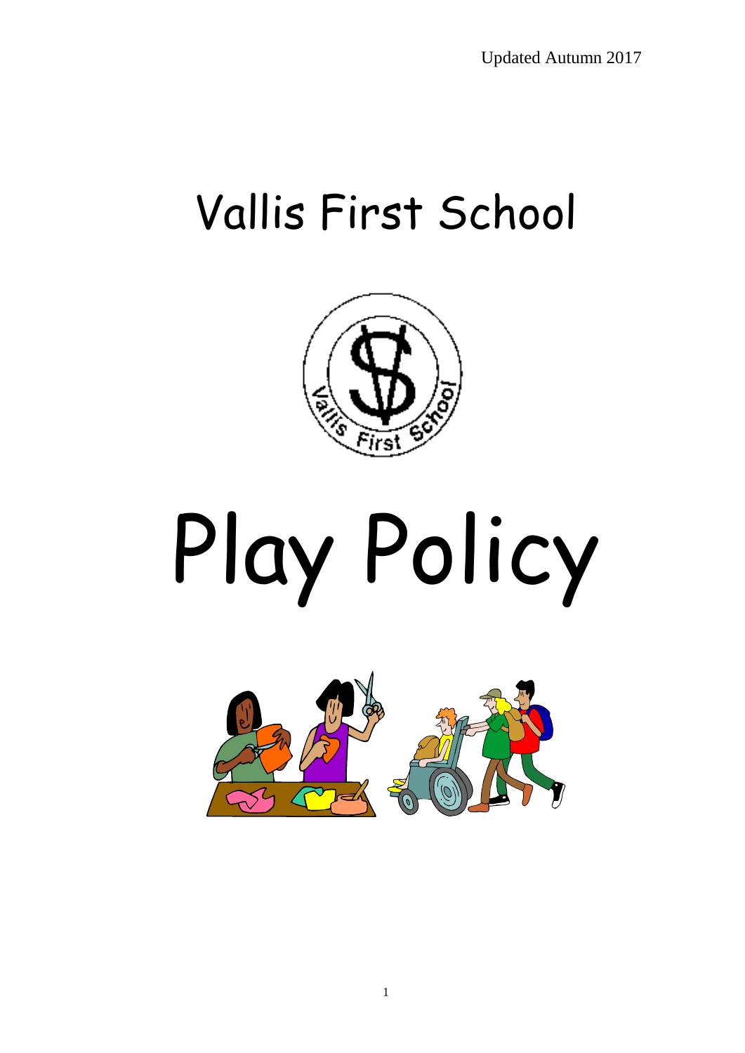Updated Autumn 2017

# Vallis First School

# Play Policy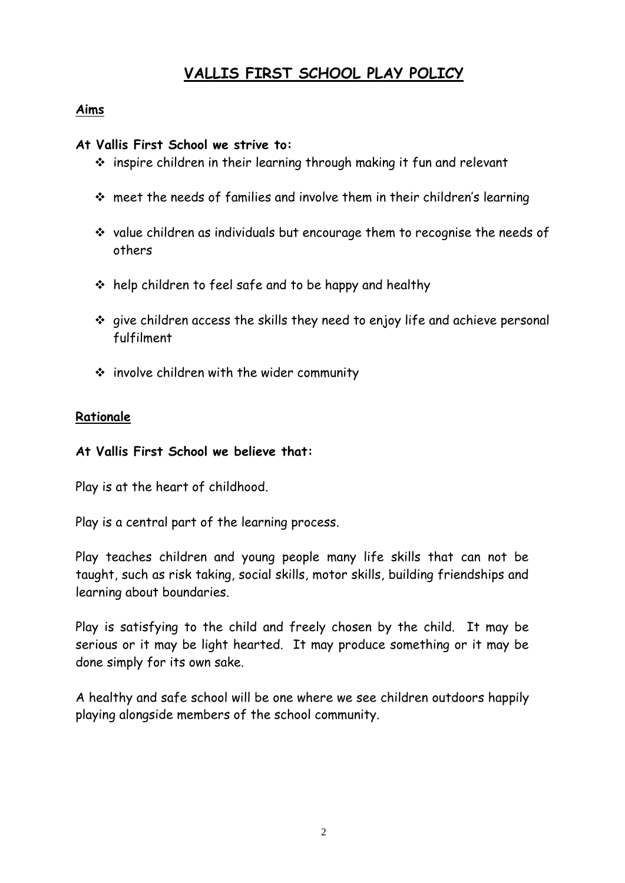# VALLIS FIRST SCHOOL PLAY POLICY

## Aims

**At Vallis First School we strive to:**

- inspire children in their learning through making it fun and relevant
- meet the needs of families and involve them in their children's learning
- value children as individuals but encourage them to recognise the needs of others
- help children to feel safe and to be happy and healthy
- give children access the skills they need to enjoy life and achieve personal fulfilment
- involve children with the wider community

## Rationale

**At Vallis First School we believe that:**

Play is at the heart of childhood.

Play is a central part of the learning process.

Play teaches children and young people many life skills that can not be taught, such as risk taking, social skills, motor skills, building friendships and learning about boundaries.

Play is satisfying to the child and freely chosen by the child. It may be serious or it may be light hearted. It may produce something or it may be done simply for its own sake.

A healthy and safe school will be one where we see children outdoors happily playing alongside members of the school community.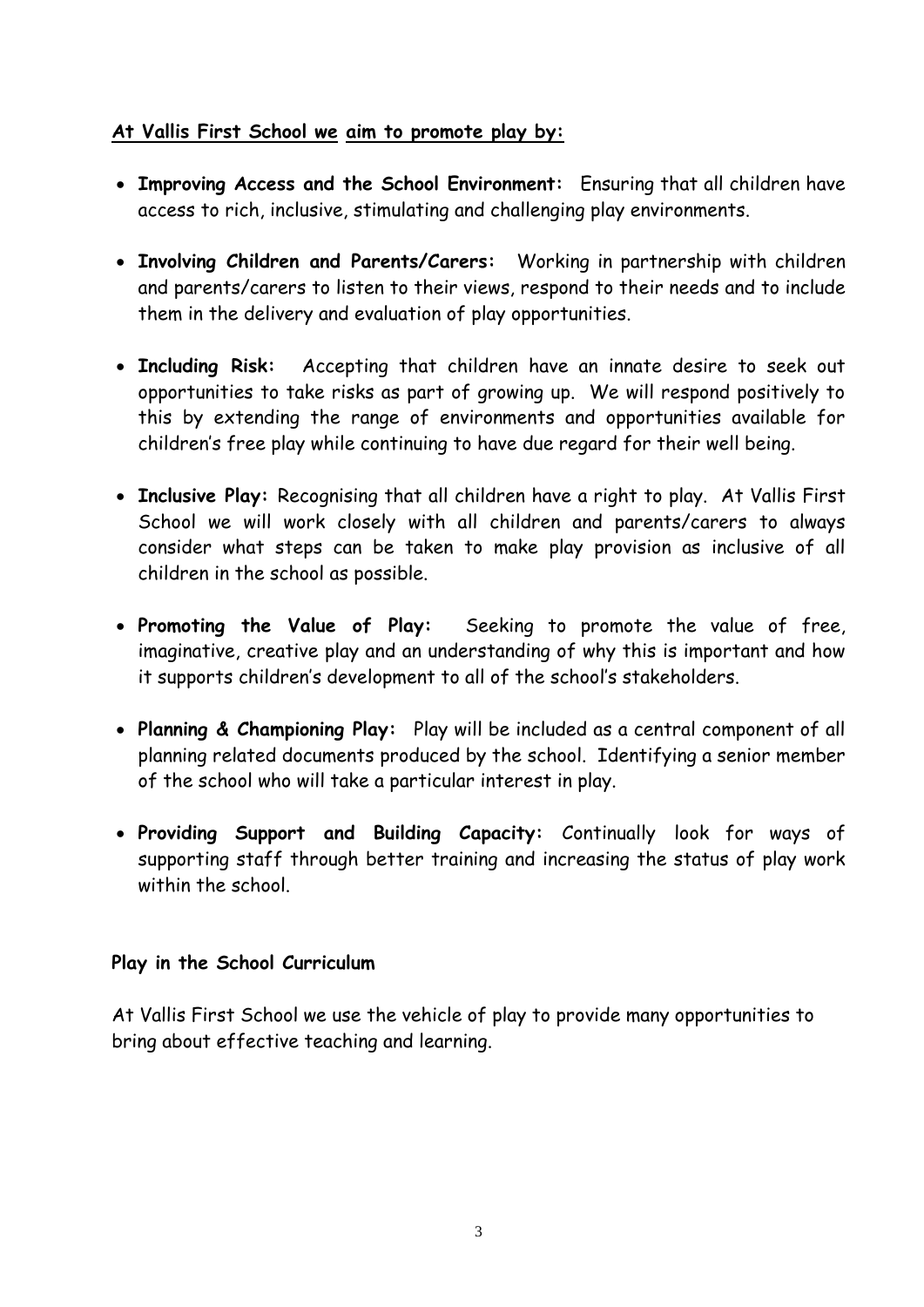**At Vallis First School we aim to promote play by:**

- **Improving Access and the School Environment:** Ensuring that all children have access to rich, inclusive, stimulating and challenging play environments.
- **Involving Children and Parents/Carers:** Working in partnership with children and parents/carers to listen to their views, respond to their needs and to include them in the delivery and evaluation of play opportunities.
- **Including Risk:** Accepting that children have an innate desire to seek out opportunities to take risks as part of growing up. We will respond positively to this by extending the range of environments and opportunities available for children's free play while continuing to have due regard for their well being.
- **Inclusive Play:** Recognising that all children have a right to play. At Vallis First School we will work closely with all children and parents/carers to always consider what steps can be taken to make play provision as inclusive of all children in the school as possible.
- **Promoting the Value of Play:** Seeking to promote the value of free, imaginative, creative play and an understanding of why this is important and how it supports children's development to all of the school's stakeholders.
- **Planning & Championing Play:** Play will be included as a central component of all planning related documents produced by the school. Identifying a senior member of the school who will take a particular interest in play.
- **Providing Support and Building Capacity:** Continually look for ways of supporting staff through better training and increasing the status of play work within the school.

**Play in the School Curriculum**

At Vallis First School we use the vehicle of play to provide many opportunities to bring about effective teaching and learning.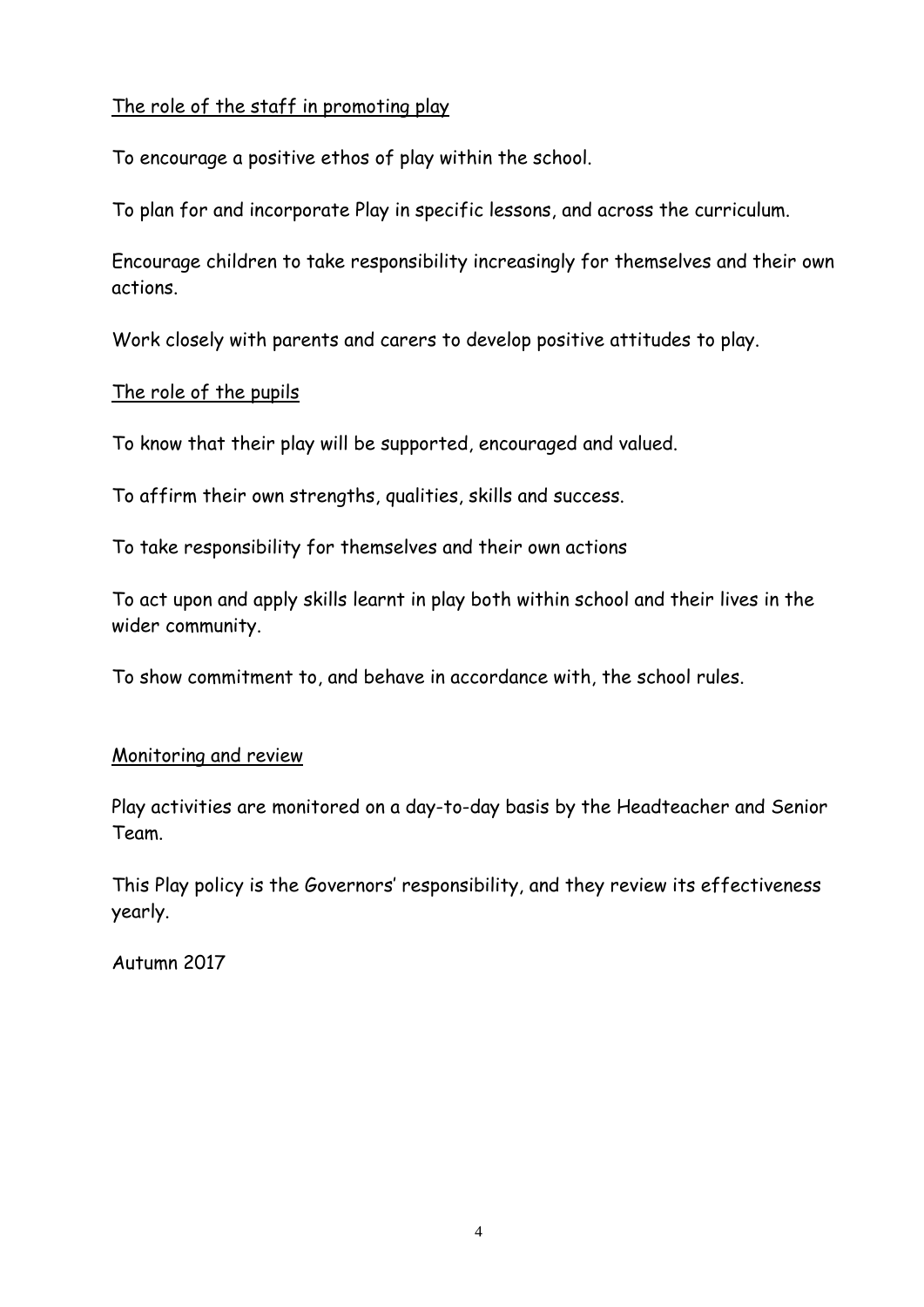## The role of the staff in promoting play

To encourage a positive ethos of play within the school.

To plan for and incorporate Play in specific lessons, and across the curriculum.

Encourage children to take responsibility increasingly for themselves and their own actions.

Work closely with parents and carers to develop positive attitudes to play.

## The role of the pupils

To know that their play will be supported, encouraged and valued.

To affirm their own strengths, qualities, skills and success.

To take responsibility for themselves and their own actions

To act upon and apply skills learnt in play both within school and their lives in the wider community.

To show commitment to, and behave in accordance with, the school rules.

## Monitoring and review

Play activities are monitored on a day-to-day basis by the Headteacher and Senior Team.

This Play policy is the Governors' responsibility, and they review its effectiveness yearly.

Autumn 2017